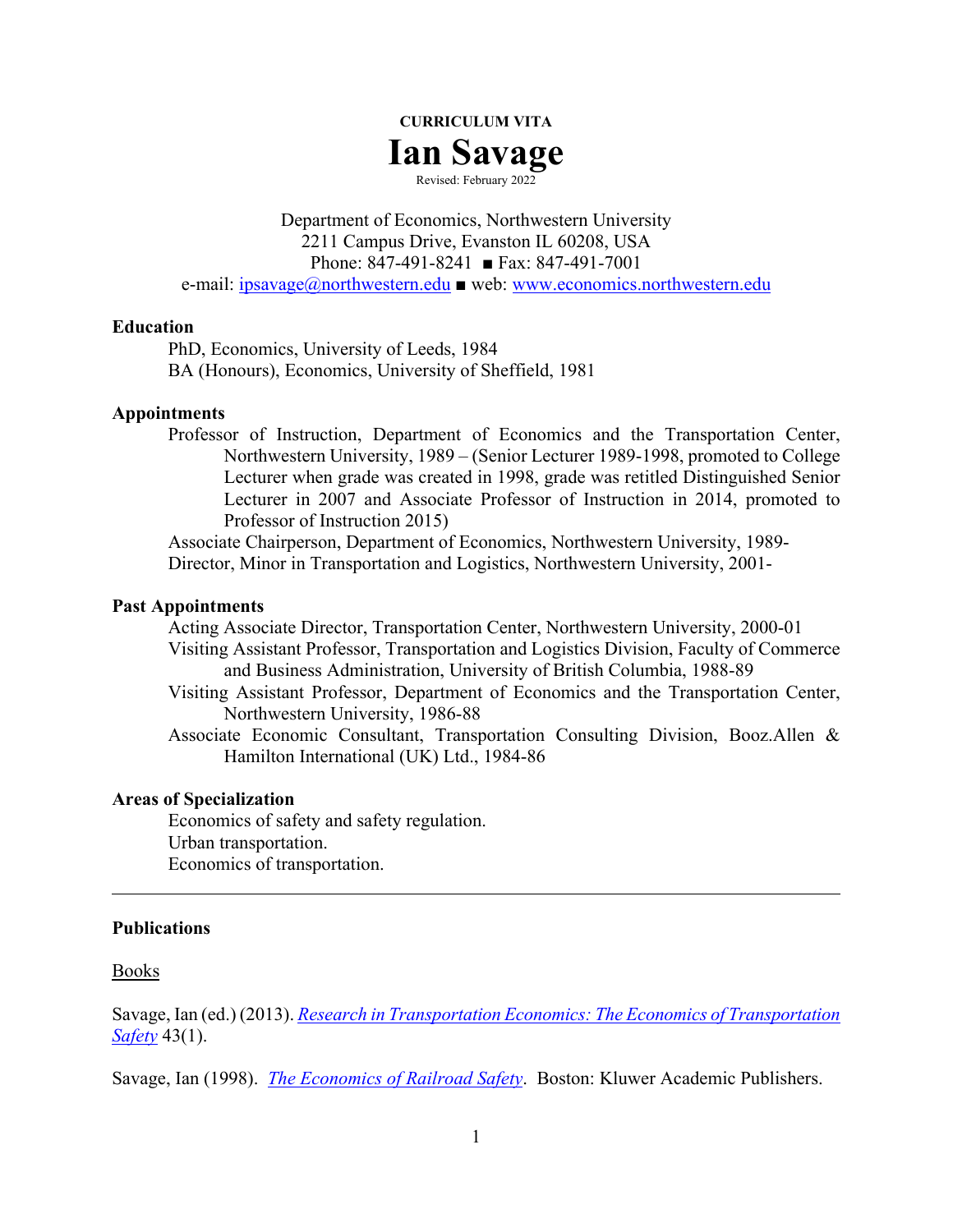**CURRICULUM VITA**

# Ian Savage

Revised: February 2022

Department of Economics, Northwestern University
2211 Campus Drive, Evanston IL 60208, USA
Phone: 847-491-8241 ■ Fax: 847-491-7001
e-mail: [ipsavage@northwestern.edu](mailto:ipsavage@northwestern.edu) ■ web: [www.economics.northwestern.edu](http://www.economics.northwestern.edu)

## Education

PhD, Economics, University of Leeds, 1984
BA (Honours), Economics, University of Sheffield, 1981

## Appointments

Professor of Instruction, Department of Economics and the Transportation Center, Northwestern University, 1989 – (Senior Lecturer 1989-1998, promoted to College Lecturer when grade was created in 1998, grade was retitled Distinguished Senior Lecturer in 2007 and Associate Professor of Instruction in 2014, promoted to Professor of Instruction 2015)

Associate Chairperson, Department of Economics, Northwestern University, 1989-

Director, Minor in Transportation and Logistics, Northwestern University, 2001-

## Past Appointments

Acting Associate Director, Transportation Center, Northwestern University, 2000-01

Visiting Assistant Professor, Transportation and Logistics Division, Faculty of Commerce and Business Administration, University of British Columbia, 1988-89

Visiting Assistant Professor, Department of Economics and the Transportation Center, Northwestern University, 1986-88

Associate Economic Consultant, Transportation Consulting Division, Booz.Allen & Hamilton International (UK) Ltd., 1984-86

## Areas of Specialization

Economics of safety and safety regulation.
Urban transportation.
Economics of transportation.

---

## Publications

### Books

Savage, Ian (ed.) (2013). *Research in Transportation Economics: The Economics of Transportation Safety* 43(1).

Savage, Ian (1998). *The Economics of Railroad Safety*. Boston: Kluwer Academic Publishers.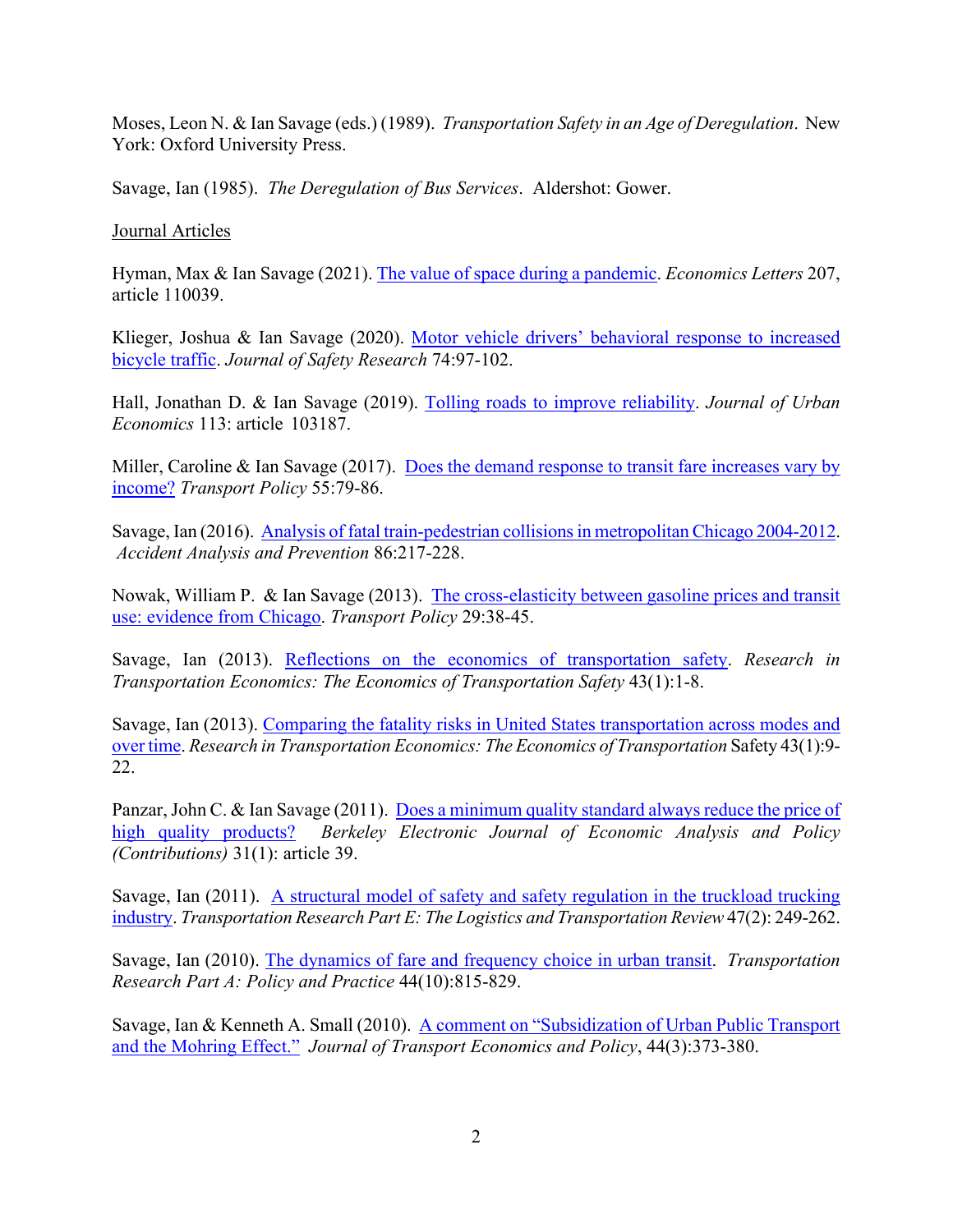Moses, Leon N. & Ian Savage (eds.) (1989). *Transportation Safety in an Age of Deregulation*. New York: Oxford University Press.

Savage, Ian (1985). *The Deregulation of Bus Services*. Aldershot: Gower.

Journal Articles

Hyman, Max & Ian Savage (2021). The value of space during a pandemic. *Economics Letters* 207, article 110039.

Klieger, Joshua & Ian Savage (2020). Motor vehicle drivers' behavioral response to increased bicycle traffic. *Journal of Safety Research* 74:97-102.

Hall, Jonathan D. & Ian Savage (2019). Tolling roads to improve reliability. *Journal of Urban Economics* 113: article 103187.

Miller, Caroline & Ian Savage (2017). Does the demand response to transit fare increases vary by income? *Transport Policy* 55:79-86.

Savage, Ian (2016). Analysis of fatal train-pedestrian collisions in metropolitan Chicago 2004-2012. *Accident Analysis and Prevention* 86:217-228.

Nowak, William P. & Ian Savage (2013). The cross-elasticity between gasoline prices and transit use: evidence from Chicago. *Transport Policy* 29:38-45.

Savage, Ian (2013). Reflections on the economics of transportation safety. *Research in Transportation Economics: The Economics of Transportation Safety* 43(1):1-8.

Savage, Ian (2013). Comparing the fatality risks in United States transportation across modes and over time. *Research in Transportation Economics: The Economics of Transportation* Safety 43(1):9-22.

Panzar, John C. & Ian Savage (2011). Does a minimum quality standard always reduce the price of high quality products? *Berkeley Electronic Journal of Economic Analysis and Policy (Contributions)* 31(1): article 39.

Savage, Ian (2011). A structural model of safety and safety regulation in the truckload trucking industry. *Transportation Research Part E: The Logistics and Transportation Review* 47(2): 249-262.

Savage, Ian (2010). The dynamics of fare and frequency choice in urban transit. *Transportation Research Part A: Policy and Practice* 44(10):815-829.

Savage, Ian & Kenneth A. Small (2010). A comment on "Subsidization of Urban Public Transport and the Mohring Effect." *Journal of Transport Economics and Policy*, 44(3):373-380.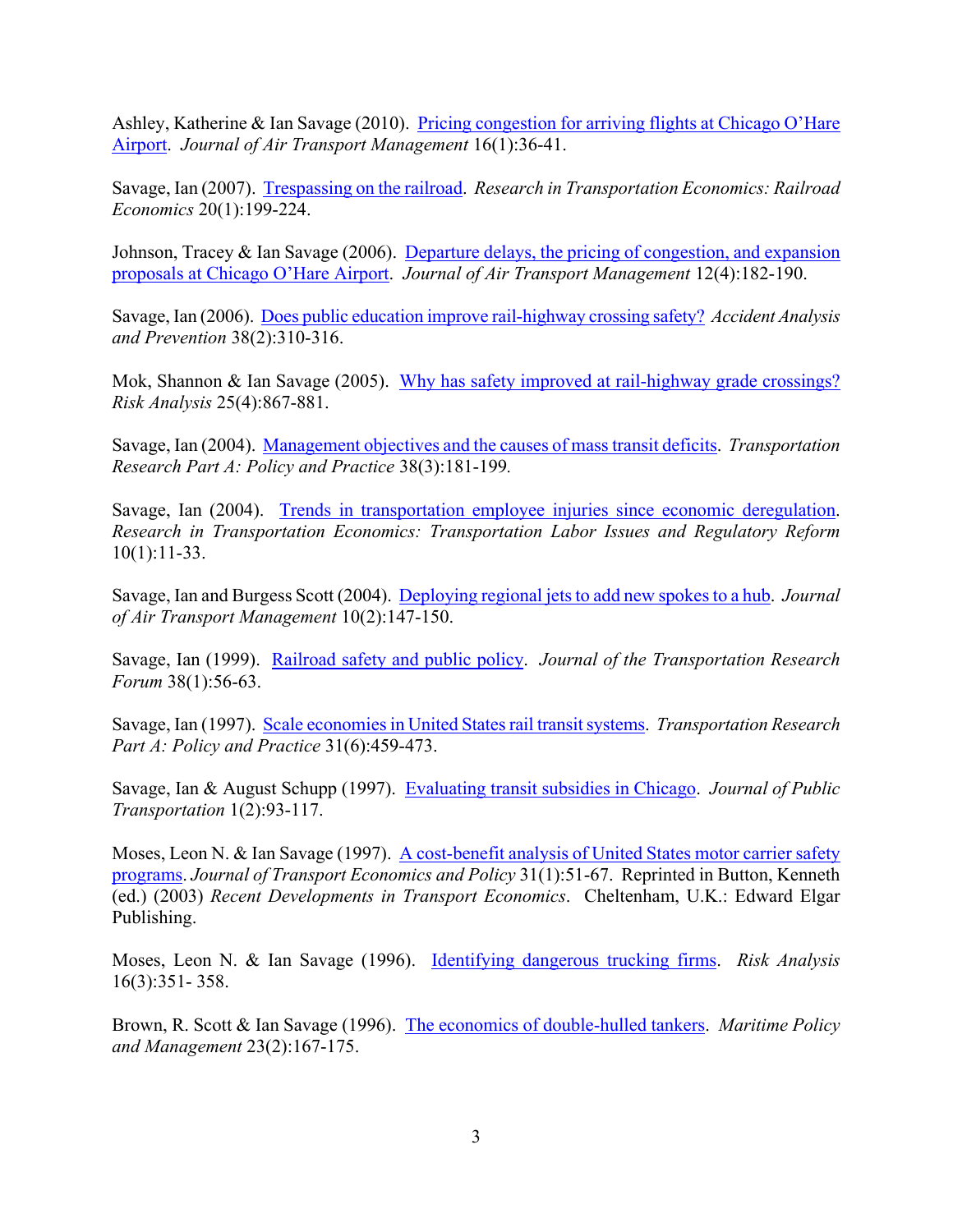Ashley, Katherine & Ian Savage (2010). Pricing congestion for arriving flights at Chicago O'Hare Airport. *Journal of Air Transport Management* 16(1):36-41.

Savage, Ian (2007). Trespassing on the railroad. *Research in Transportation Economics: Railroad Economics* 20(1):199-224.

Johnson, Tracey & Ian Savage (2006). Departure delays, the pricing of congestion, and expansion proposals at Chicago O'Hare Airport. *Journal of Air Transport Management* 12(4):182-190.

Savage, Ian (2006). Does public education improve rail-highway crossing safety? *Accident Analysis and Prevention* 38(2):310-316.

Mok, Shannon & Ian Savage (2005). Why has safety improved at rail-highway grade crossings? *Risk Analysis* 25(4):867-881.

Savage, Ian (2004). Management objectives and the causes of mass transit deficits. *Transportation Research Part A: Policy and Practice* 38(3):181-199.

Savage, Ian (2004). Trends in transportation employee injuries since economic deregulation. *Research in Transportation Economics: Transportation Labor Issues and Regulatory Reform* 10(1):11-33.

Savage, Ian and Burgess Scott (2004). Deploying regional jets to add new spokes to a hub. *Journal of Air Transport Management* 10(2):147-150.

Savage, Ian (1999). Railroad safety and public policy. *Journal of the Transportation Research Forum* 38(1):56-63.

Savage, Ian (1997). Scale economies in United States rail transit systems. *Transportation Research Part A: Policy and Practice* 31(6):459-473.

Savage, Ian & August Schupp (1997). Evaluating transit subsidies in Chicago. *Journal of Public Transportation* 1(2):93-117.

Moses, Leon N. & Ian Savage (1997). A cost-benefit analysis of United States motor carrier safety programs. *Journal of Transport Economics and Policy* 31(1):51-67. Reprinted in Button, Kenneth (ed.) (2003) *Recent Developments in Transport Economics*. Cheltenham, U.K.: Edward Elgar Publishing.

Moses, Leon N. & Ian Savage (1996). Identifying dangerous trucking firms. *Risk Analysis* 16(3):351- 358.

Brown, R. Scott & Ian Savage (1996). The economics of double-hulled tankers. *Maritime Policy and Management* 23(2):167-175.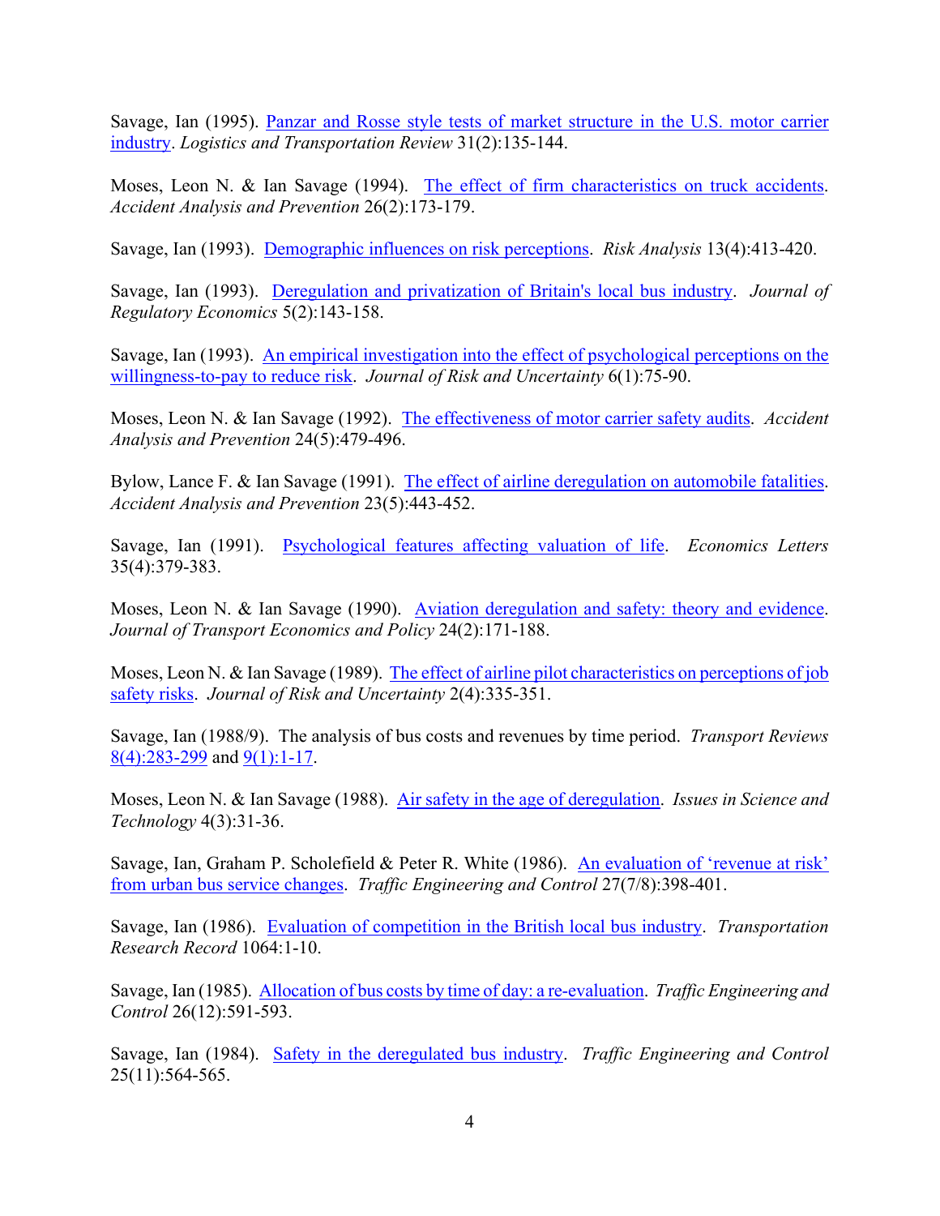Savage, Ian (1995). Panzar and Rosse style tests of market structure in the U.S. motor carrier industry. *Logistics and Transportation Review* 31(2):135-144.

Moses, Leon N. & Ian Savage (1994). The effect of firm characteristics on truck accidents. *Accident Analysis and Prevention* 26(2):173-179.

Savage, Ian (1993). Demographic influences on risk perceptions. *Risk Analysis* 13(4):413-420.

Savage, Ian (1993). Deregulation and privatization of Britain's local bus industry. *Journal of Regulatory Economics* 5(2):143-158.

Savage, Ian (1993). An empirical investigation into the effect of psychological perceptions on the willingness-to-pay to reduce risk. *Journal of Risk and Uncertainty* 6(1):75-90.

Moses, Leon N. & Ian Savage (1992). The effectiveness of motor carrier safety audits. *Accident Analysis and Prevention* 24(5):479-496.

Bylow, Lance F. & Ian Savage (1991). The effect of airline deregulation on automobile fatalities. *Accident Analysis and Prevention* 23(5):443-452.

Savage, Ian (1991). Psychological features affecting valuation of life. *Economics Letters* 35(4):379-383.

Moses, Leon N. & Ian Savage (1990). Aviation deregulation and safety: theory and evidence. *Journal of Transport Economics and Policy* 24(2):171-188.

Moses, Leon N. & Ian Savage (1989). The effect of airline pilot characteristics on perceptions of job safety risks. *Journal of Risk and Uncertainty* 2(4):335-351.

Savage, Ian (1988/9). The analysis of bus costs and revenues by time period. *Transport Reviews* 8(4):283-299 and 9(1):1-17.

Moses, Leon N. & Ian Savage (1988). Air safety in the age of deregulation. *Issues in Science and Technology* 4(3):31-36.

Savage, Ian, Graham P. Scholefield & Peter R. White (1986). An evaluation of 'revenue at risk' from urban bus service changes. *Traffic Engineering and Control* 27(7/8):398-401.

Savage, Ian (1986). Evaluation of competition in the British local bus industry. *Transportation Research Record* 1064:1-10.

Savage, Ian (1985). Allocation of bus costs by time of day: a re-evaluation. *Traffic Engineering and Control* 26(12):591-593.

Savage, Ian (1984). Safety in the deregulated bus industry. *Traffic Engineering and Control* 25(11):564-565.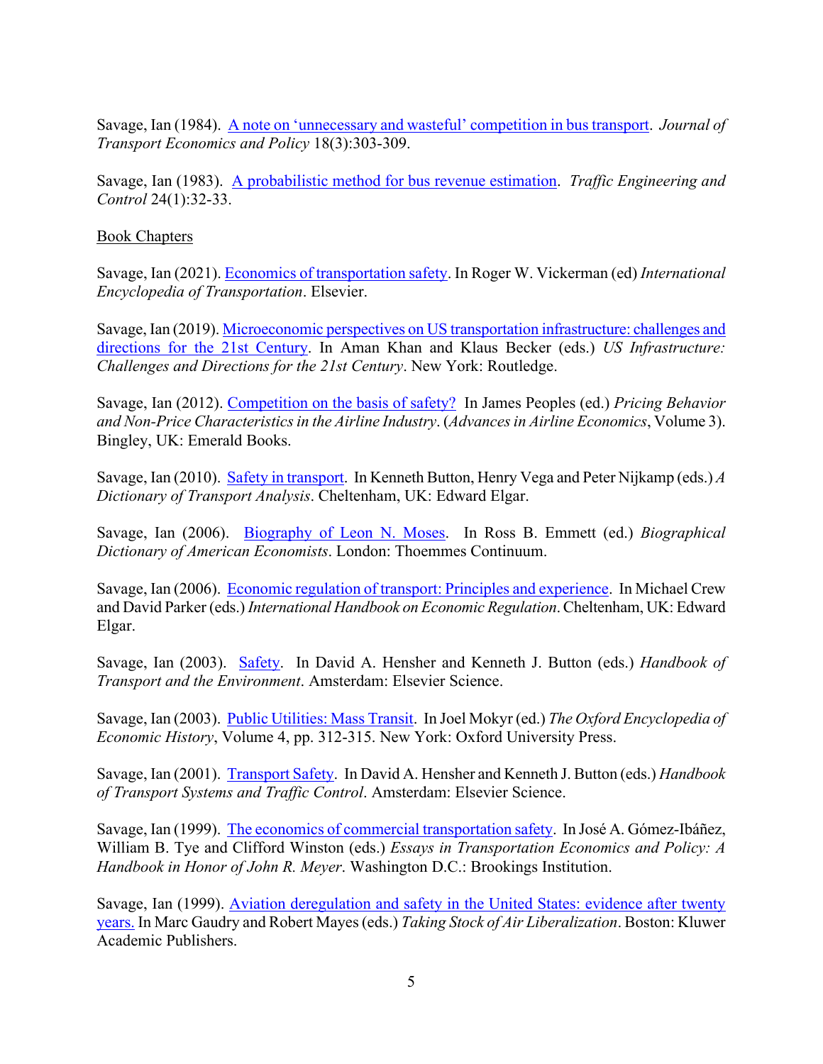Savage, Ian (1984). A note on 'unnecessary and wasteful' competition in bus transport. *Journal of Transport Economics and Policy* 18(3):303-309.

Savage, Ian (1983). A probabilistic method for bus revenue estimation. *Traffic Engineering and Control* 24(1):32-33.

Book Chapters

Savage, Ian (2021). Economics of transportation safety. In Roger W. Vickerman (ed) *International Encyclopedia of Transportation*. Elsevier.

Savage, Ian (2019). Microeconomic perspectives on US transportation infrastructure: challenges and directions for the 21st Century. In Aman Khan and Klaus Becker (eds.) *US Infrastructure: Challenges and Directions for the 21st Century*. New York: Routledge.

Savage, Ian (2012). Competition on the basis of safety? In James Peoples (ed.) *Pricing Behavior and Non-Price Characteristics in the Airline Industry*. (*Advances in Airline Economics*, Volume 3). Bingley, UK: Emerald Books.

Savage, Ian (2010). Safety in transport. In Kenneth Button, Henry Vega and Peter Nijkamp (eds.) *A Dictionary of Transport Analysis*. Cheltenham, UK: Edward Elgar.

Savage, Ian (2006). Biography of Leon N. Moses. In Ross B. Emmett (ed.) *Biographical Dictionary of American Economists*. London: Thoemmes Continuum.

Savage, Ian (2006). Economic regulation of transport: Principles and experience. In Michael Crew and David Parker (eds.) *International Handbook on Economic Regulation*. Cheltenham, UK: Edward Elgar.

Savage, Ian (2003). Safety. In David A. Hensher and Kenneth J. Button (eds.) *Handbook of Transport and the Environment*. Amsterdam: Elsevier Science.

Savage, Ian (2003). Public Utilities: Mass Transit. In Joel Mokyr (ed.) *The Oxford Encyclopedia of Economic History*, Volume 4, pp. 312-315. New York: Oxford University Press.

Savage, Ian (2001). Transport Safety. In David A. Hensher and Kenneth J. Button (eds.) *Handbook of Transport Systems and Traffic Control*. Amsterdam: Elsevier Science.

Savage, Ian (1999). The economics of commercial transportation safety. In José A. Gómez-Ibáñez, William B. Tye and Clifford Winston (eds.) *Essays in Transportation Economics and Policy: A Handbook in Honor of John R. Meyer*. Washington D.C.: Brookings Institution.

Savage, Ian (1999). Aviation deregulation and safety in the United States: evidence after twenty years. In Marc Gaudry and Robert Mayes (eds.) *Taking Stock of Air Liberalization*. Boston: Kluwer Academic Publishers.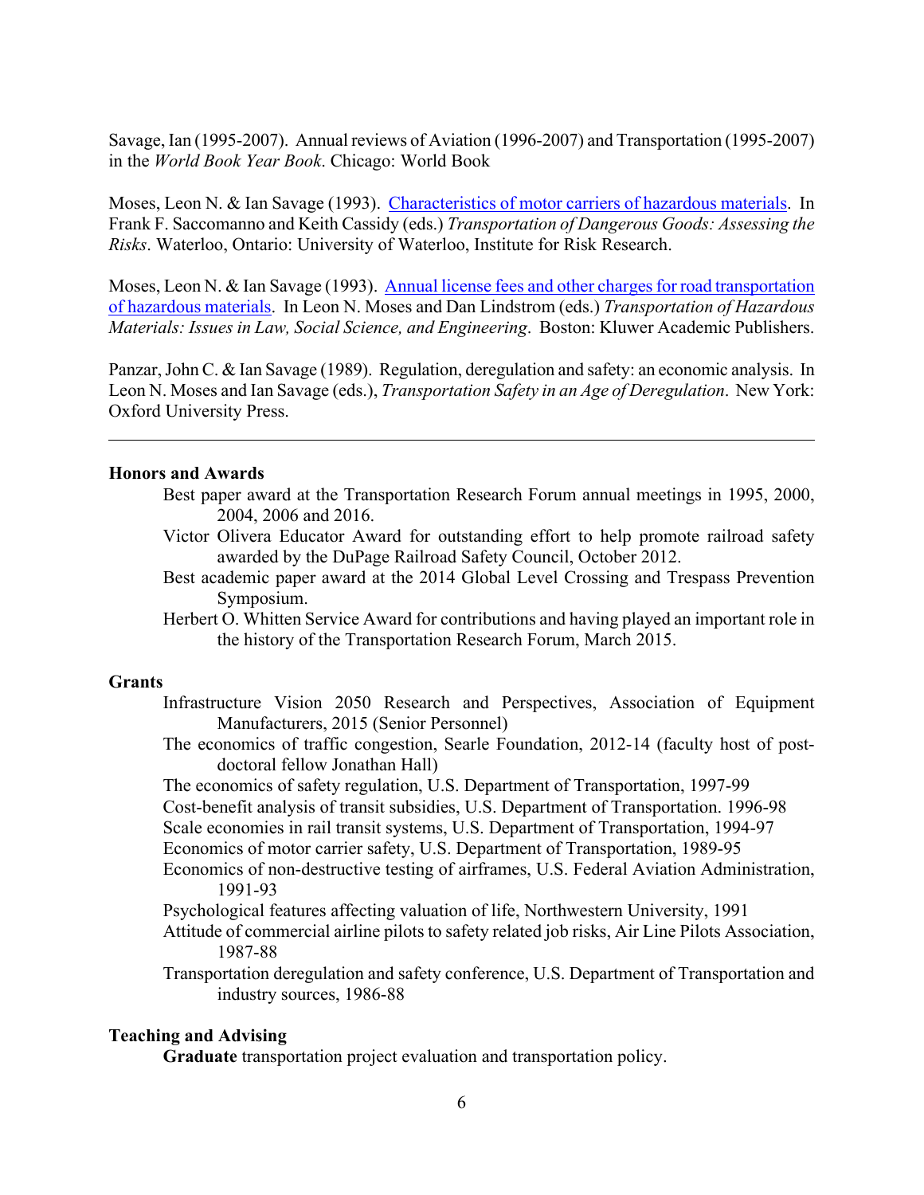Savage, Ian (1995-2007). Annual reviews of Aviation (1996-2007) and Transportation (1995-2007) in the *World Book Year Book*. Chicago: World Book

Moses, Leon N. & Ian Savage (1993). Characteristics of motor carriers of hazardous materials. In Frank F. Saccomanno and Keith Cassidy (eds.) *Transportation of Dangerous Goods: Assessing the Risks*. Waterloo, Ontario: University of Waterloo, Institute for Risk Research.

Moses, Leon N. & Ian Savage (1993). Annual license fees and other charges for road transportation of hazardous materials. In Leon N. Moses and Dan Lindstrom (eds.) *Transportation of Hazardous Materials: Issues in Law, Social Science, and Engineering*. Boston: Kluwer Academic Publishers.

Panzar, John C. & Ian Savage (1989). Regulation, deregulation and safety: an economic analysis. In Leon N. Moses and Ian Savage (eds.), *Transportation Safety in an Age of Deregulation*. New York: Oxford University Press.

---

**Honors and Awards**

- Best paper award at the Transportation Research Forum annual meetings in 1995, 2000, 2004, 2006 and 2016.
- Victor Olivera Educator Award for outstanding effort to help promote railroad safety awarded by the DuPage Railroad Safety Council, October 2012.
- Best academic paper award at the 2014 Global Level Crossing and Trespass Prevention Symposium.
- Herbert O. Whitten Service Award for contributions and having played an important role in the history of the Transportation Research Forum, March 2015.

**Grants**

- Infrastructure Vision 2050 Research and Perspectives, Association of Equipment Manufacturers, 2015 (Senior Personnel)
- The economics of traffic congestion, Searle Foundation, 2012-14 (faculty host of post-doctoral fellow Jonathan Hall)
- The economics of safety regulation, U.S. Department of Transportation, 1997-99
- Cost-benefit analysis of transit subsidies, U.S. Department of Transportation. 1996-98
- Scale economies in rail transit systems, U.S. Department of Transportation, 1994-97
- Economics of motor carrier safety, U.S. Department of Transportation, 1989-95
- Economics of non-destructive testing of airframes, U.S. Federal Aviation Administration, 1991-93
- Psychological features affecting valuation of life, Northwestern University, 1991
- Attitude of commercial airline pilots to safety related job risks, Air Line Pilots Association, 1987-88
- Transportation deregulation and safety conference, U.S. Department of Transportation and industry sources, 1986-88

**Teaching and Advising**

**Graduate** transportation project evaluation and transportation policy.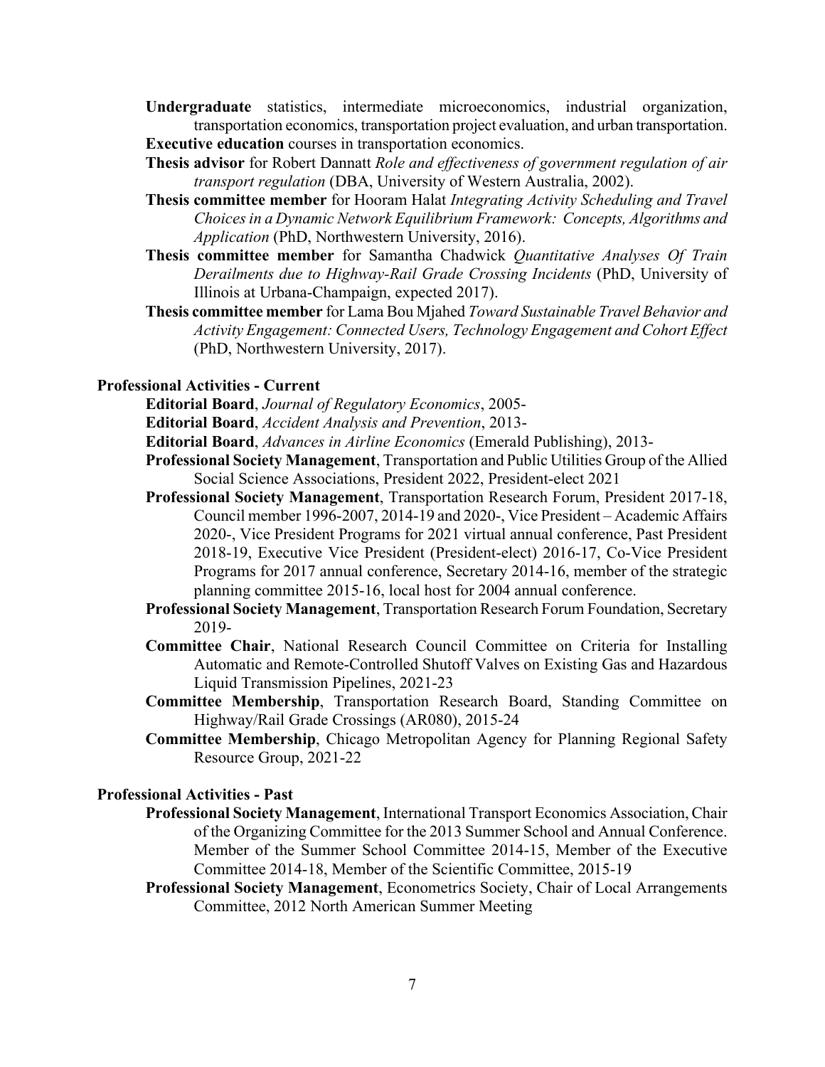**Undergraduate** statistics, intermediate microeconomics, industrial organization, transportation economics, transportation project evaluation, and urban transportation.

**Executive education** courses in transportation economics.

**Thesis advisor** for Robert Dannatt *Role and effectiveness of government regulation of air transport regulation* (DBA, University of Western Australia, 2002).

**Thesis committee member** for Hooram Halat *Integrating Activity Scheduling and Travel Choices in a Dynamic Network Equilibrium Framework: Concepts, Algorithms and Application* (PhD, Northwestern University, 2016).

**Thesis committee member** for Samantha Chadwick *Quantitative Analyses Of Train Derailments due to Highway-Rail Grade Crossing Incidents* (PhD, University of Illinois at Urbana-Champaign, expected 2017).

**Thesis committee member** for Lama Bou Mjahed *Toward Sustainable Travel Behavior and Activity Engagement: Connected Users, Technology Engagement and Cohort Effect* (PhD, Northwestern University, 2017).

## Professional Activities - Current

**Editorial Board**, *Journal of Regulatory Economics*, 2005-

**Editorial Board**, *Accident Analysis and Prevention*, 2013-

**Editorial Board**, *Advances in Airline Economics* (Emerald Publishing), 2013-

**Professional Society Management**, Transportation and Public Utilities Group of the Allied Social Science Associations, President 2022, President-elect 2021

**Professional Society Management**, Transportation Research Forum, President 2017-18, Council member 1996-2007, 2014-19 and 2020-, Vice President – Academic Affairs 2020-, Vice President Programs for 2021 virtual annual conference, Past President 2018-19, Executive Vice President (President-elect) 2016-17, Co-Vice President Programs for 2017 annual conference, Secretary 2014-16, member of the strategic planning committee 2015-16, local host for 2004 annual conference.

**Professional Society Management**, Transportation Research Forum Foundation, Secretary 2019-

**Committee Chair**, National Research Council Committee on Criteria for Installing Automatic and Remote-Controlled Shutoff Valves on Existing Gas and Hazardous Liquid Transmission Pipelines, 2021-23

**Committee Membership**, Transportation Research Board, Standing Committee on Highway/Rail Grade Crossings (AR080), 2015-24

**Committee Membership**, Chicago Metropolitan Agency for Planning Regional Safety Resource Group, 2021-22

## Professional Activities - Past

**Professional Society Management**, International Transport Economics Association, Chair of the Organizing Committee for the 2013 Summer School and Annual Conference. Member of the Summer School Committee 2014-15, Member of the Executive Committee 2014-18, Member of the Scientific Committee, 2015-19

**Professional Society Management**, Econometrics Society, Chair of Local Arrangements Committee, 2012 North American Summer Meeting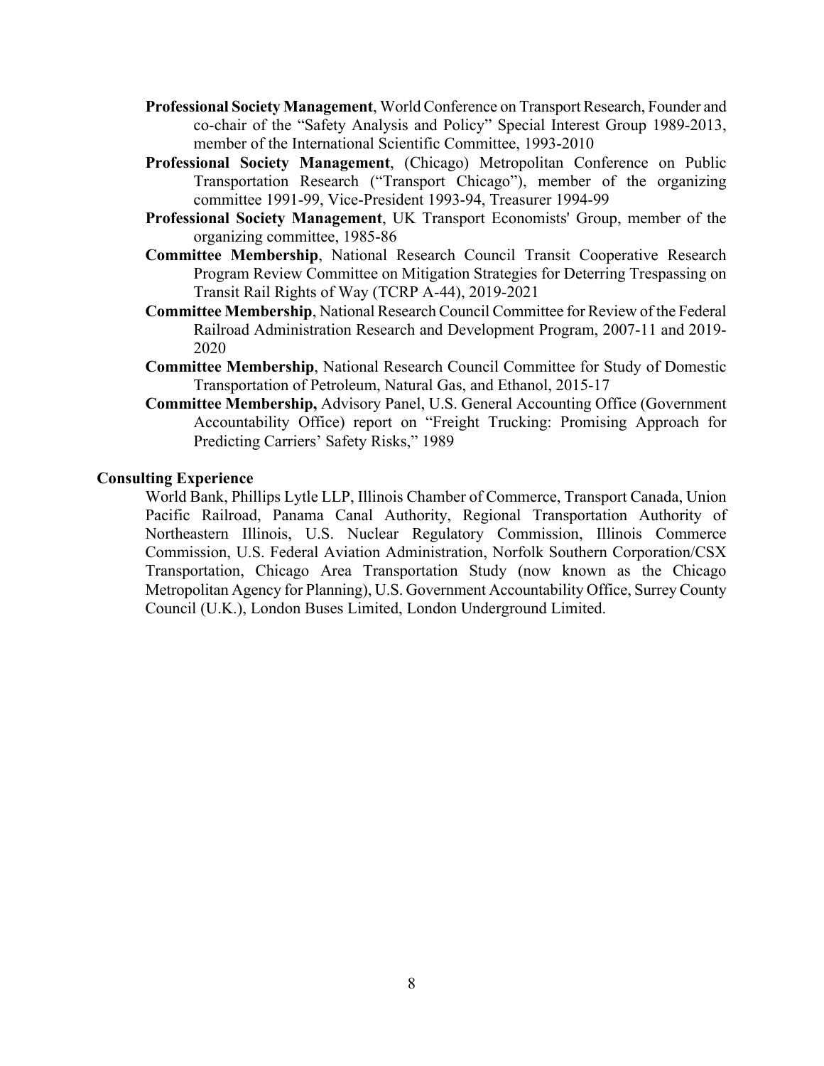**Professional Society Management**, World Conference on Transport Research, Founder and co-chair of the "Safety Analysis and Policy" Special Interest Group 1989-2013, member of the International Scientific Committee, 1993-2010

**Professional Society Management**, (Chicago) Metropolitan Conference on Public Transportation Research ("Transport Chicago"), member of the organizing committee 1991-99, Vice-President 1993-94, Treasurer 1994-99

**Professional Society Management**, UK Transport Economists' Group, member of the organizing committee, 1985-86

**Committee Membership**, National Research Council Transit Cooperative Research Program Review Committee on Mitigation Strategies for Deterring Trespassing on Transit Rail Rights of Way (TCRP A-44), 2019-2021

**Committee Membership**, National Research Council Committee for Review of the Federal Railroad Administration Research and Development Program, 2007-11 and 2019-2020

**Committee Membership**, National Research Council Committee for Study of Domestic Transportation of Petroleum, Natural Gas, and Ethanol, 2015-17

**Committee Membership,** Advisory Panel, U.S. General Accounting Office (Government Accountability Office) report on "Freight Trucking: Promising Approach for Predicting Carriers' Safety Risks," 1989

**Consulting Experience**

World Bank, Phillips Lytle LLP, Illinois Chamber of Commerce, Transport Canada, Union Pacific Railroad, Panama Canal Authority, Regional Transportation Authority of Northeastern Illinois, U.S. Nuclear Regulatory Commission, Illinois Commerce Commission, U.S. Federal Aviation Administration, Norfolk Southern Corporation/CSX Transportation, Chicago Area Transportation Study (now known as the Chicago Metropolitan Agency for Planning), U.S. Government Accountability Office, Surrey County Council (U.K.), London Buses Limited, London Underground Limited.